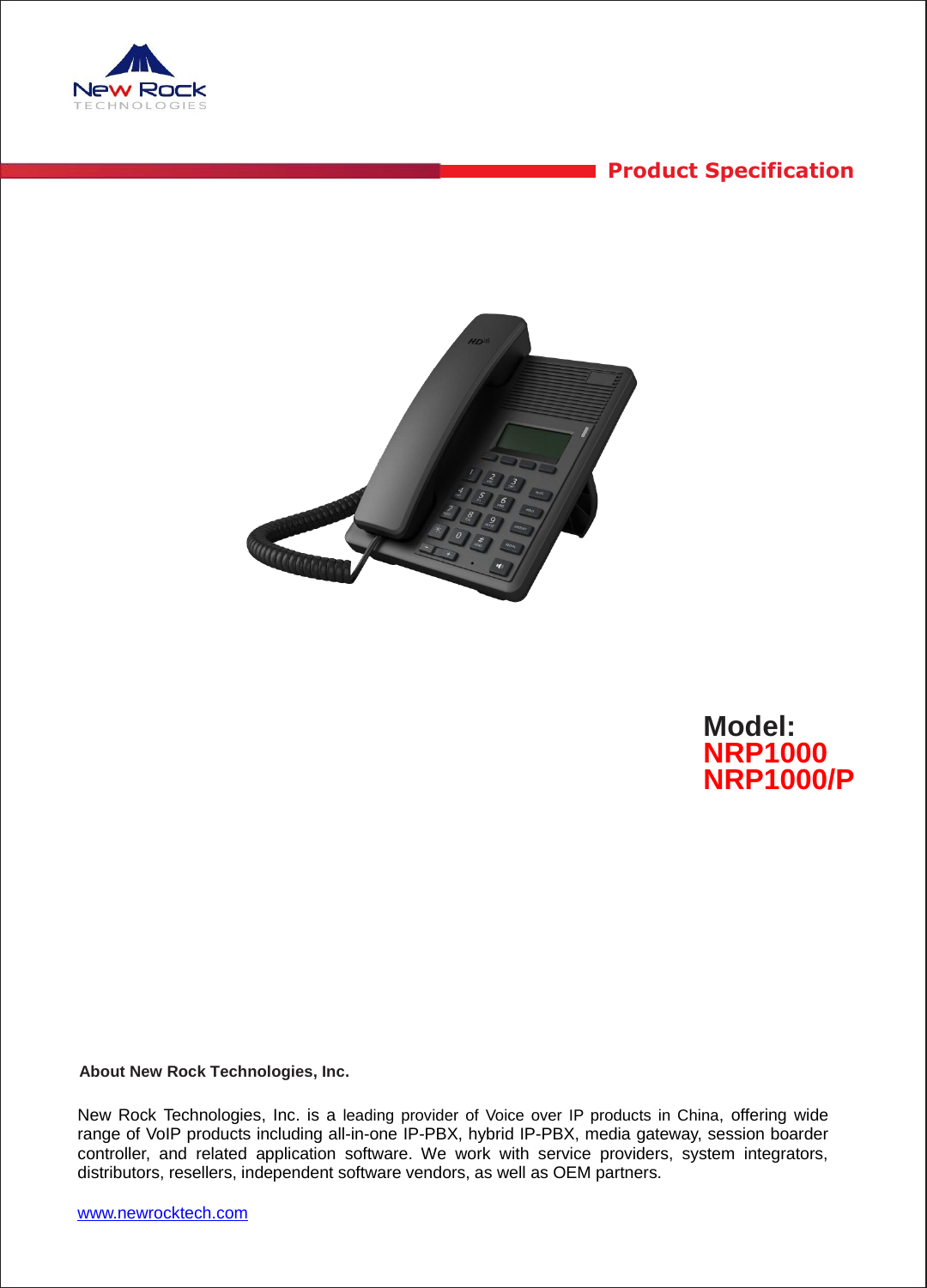New Rock
TECHNOLOGIES

## Product Specification

# Model:
# NRP1000
# NRP1000/P

**About New Rock Technologies, Inc.**

New Rock Technologies, Inc. is a leading provider of Voice over IP products in China, offering wide range of VoIP products including all-in-one IP-PBX, hybrid IP-PBX, media gateway, session boarder controller, and related application software. We work with service providers, system integrators, distributors, resellers, independent software vendors, as well as OEM partners.

[www.newrocktech.com](http://www.newrocktech.com)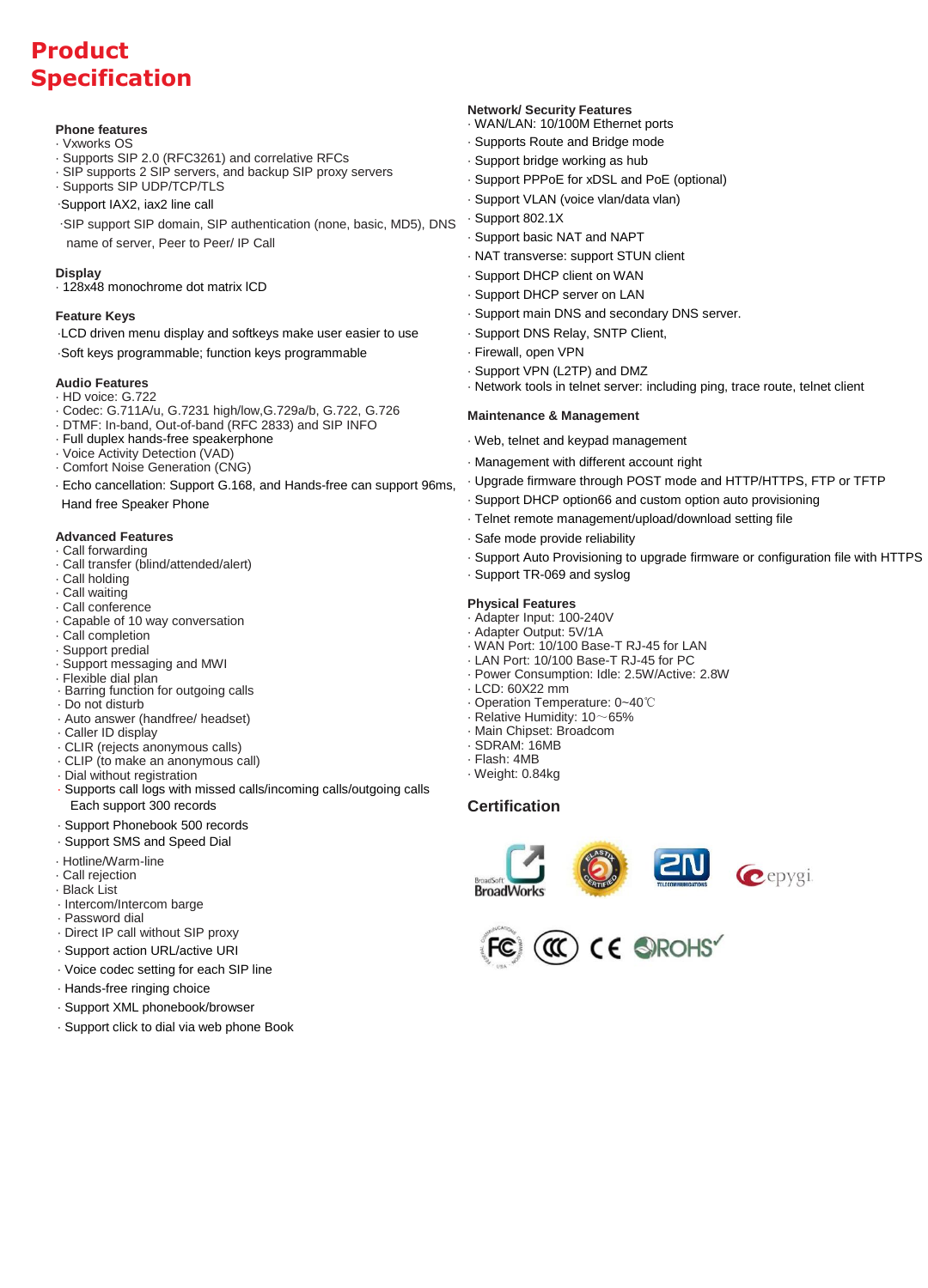# Product Specification

### Phone features

- Vxworks OS
- Supports SIP 2.0 (RFC3261) and correlative RFCs
- SIP supports 2 SIP servers, and backup SIP proxy servers
- Supports SIP UDP/TCP/TLS
- Support IAX2, iax2 line call
- SIP support SIP domain, SIP authentication (none, basic, MD5), DNS name of server, Peer to Peer/ IP Call

### Display

- 128x48 monochrome dot matrix lCD

### Feature Keys

- LCD driven menu display and softkeys make user easier to use
- Soft keys programmable; function keys programmable

### Audio Features

- HD voice: G.722
- Codec: G.711A/u, G.7231 high/low,G.729a/b, G.722, G.726
- DTMF: In-band, Out-of-band (RFC 2833) and SIP INFO
- Full duplex hands-free speakerphone
- Voice Activity Detection (VAD)
- Comfort Noise Generation (CNG)
- Echo cancellation: Support G.168, and Hands-free can support 96ms, Hand free Speaker Phone

### Advanced Features

- Call forwarding
- Call transfer (blind/attended/alert)
- Call holding
- Call waiting
- Call conference
- Capable of 10 way conversation
- Call completion
- Support predial
- Support messaging and MWI
- Flexible dial plan
- Barring function for outgoing calls
- Do not disturb
- Auto answer (handfree/ headset)
- Caller ID display
- CLIR (rejects anonymous calls)
- CLIP (to make an anonymous call)
- Dial without registration
- Supports call logs with missed calls/incoming calls/outgoing calls Each support 300 records
- Support Phonebook 500 records
- Support SMS and Speed Dial
- Hotline/Warm-line
- Call rejection
- Black List
- Intercom/Intercom barge
- Password dial
- Direct IP call without SIP proxy
- Support action URL/active URI
- Voice codec setting for each SIP line
- Hands-free ringing choice
- Support XML phonebook/browser
- Support click to dial via web phone Book

### Network/ Security Features

- WAN/LAN: 10/100M Ethernet ports
- Supports Route and Bridge mode
- Support bridge working as hub
- Support PPPoE for xDSL and PoE (optional)
- Support VLAN (voice vlan/data vlan)
- Support 802.1X
- Support basic NAT and NAPT
- NAT transverse: support STUN client
- Support DHCP client on WAN
- Support DHCP server on LAN
- Support main DNS and secondary DNS server.
- Support DNS Relay, SNTP Client,
- Firewall, open VPN
- Support VPN (L2TP) and DMZ
- Network tools in telnet server: including ping, trace route, telnet client

### Maintenance & Management

- Web, telnet and keypad management
- Management with different account right
- Upgrade firmware through POST mode and HTTP/HTTPS, FTP or TFTP
- Support DHCP option66 and custom option auto provisioning
- Telnet remote management/upload/download setting file
- Safe mode provide reliability
- Support Auto Provisioning to upgrade firmware or configuration file with HTTPS
- Support TR-069 and syslog

### Physical Features

- Adapter Input: 100-240V
- Adapter Output: 5V/1A
- WAN Port: 10/100 Base-T RJ-45 for LAN
- LAN Port: 10/100 Base-T RJ-45 for PC
- Power Consumption: Idle: 2.5W/Active: 2.8W
- LCD: 60X22 mm
- Operation Temperature: 0~40℃
- Relative Humidity: 10～65%
- Main Chipset: Broadcom
- SDRAM: 16MB
- Flash: 4MB
- Weight: 0.84kg

### Certification

BroadSoft BroadWorks
Elastix Certified
2N Telecommunications
epygi
FC CCC CE ROHS